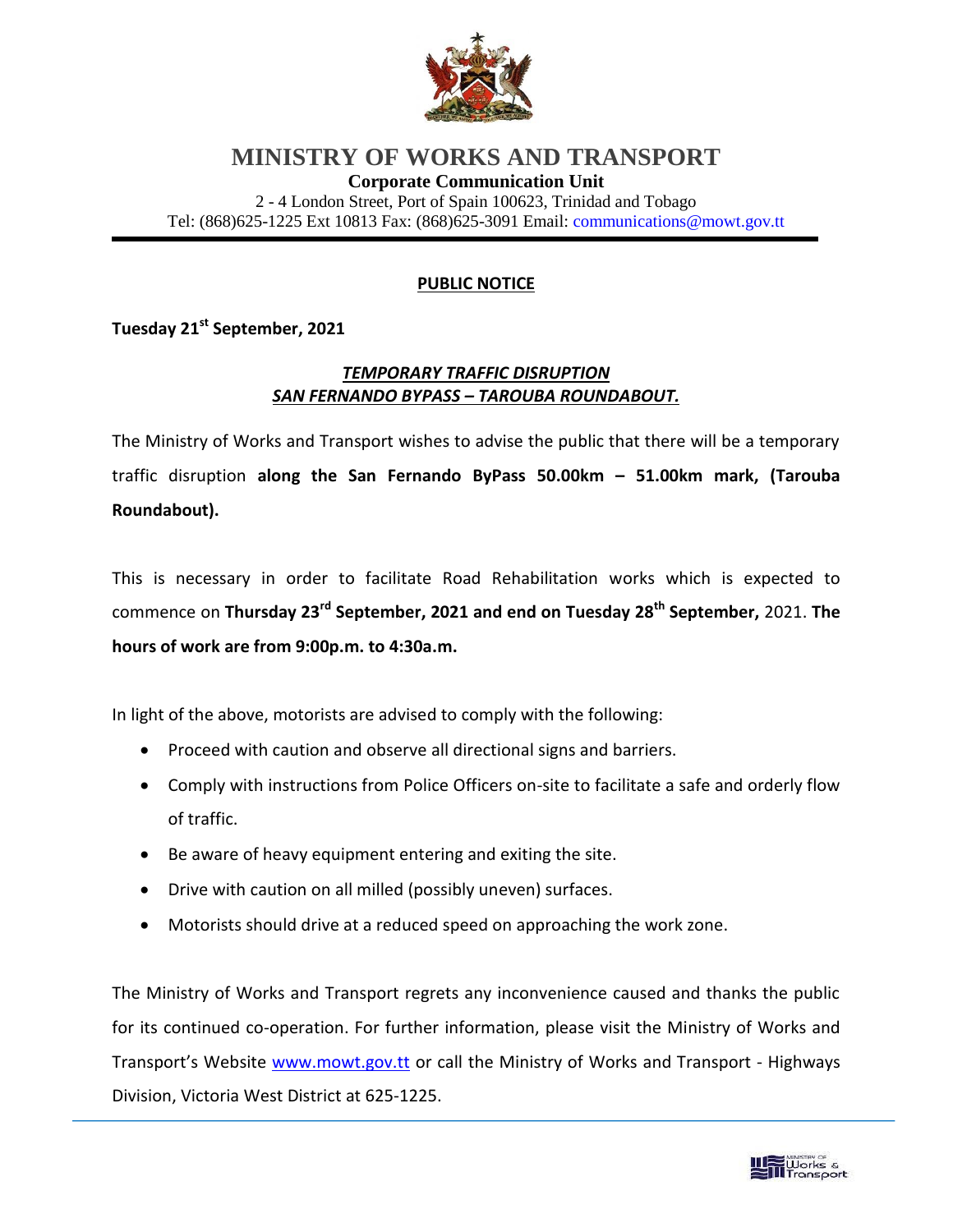# MINISTRY OF WORKS AND TRANSPORT

**Corporate Communication Unit**

2 - 4 London Street, Port of Spain 100623, Trinidad and Tobago

Tel: (868)625-1225 Ext 10813 Fax: (868)625-3091 Email: communications@mowt.gov.tt

## PUBLIC NOTICE

**Tuesday 21st September, 2021**

### *TEMPORARY TRAFFIC DISRUPTION*
### *SAN FERNANDO BYPASS – TAROUBA ROUNDABOUT.*

The Ministry of Works and Transport wishes to advise the public that there will be a temporary traffic disruption **along the San Fernando ByPass 50.00km – 51.00km mark, (Tarouba Roundabout).**

This is necessary in order to facilitate Road Rehabilitation works which is expected to commence on **Thursday 23rd September, 2021 and end on Tuesday 28th September,** 2021. **The hours of work are from 9:00p.m. to 4:30a.m.**

In light of the above, motorists are advised to comply with the following:

- Proceed with caution and observe all directional signs and barriers.
- Comply with instructions from Police Officers on-site to facilitate a safe and orderly flow of traffic.
- Be aware of heavy equipment entering and exiting the site.
- Drive with caution on all milled (possibly uneven) surfaces.
- Motorists should drive at a reduced speed on approaching the work zone.

The Ministry of Works and Transport regrets any inconvenience caused and thanks the public for its continued co-operation. For further information, please visit the Ministry of Works and Transport's Website www.mowt.gov.tt or call the Ministry of Works and Transport - Highways Division, Victoria West District at 625-1225.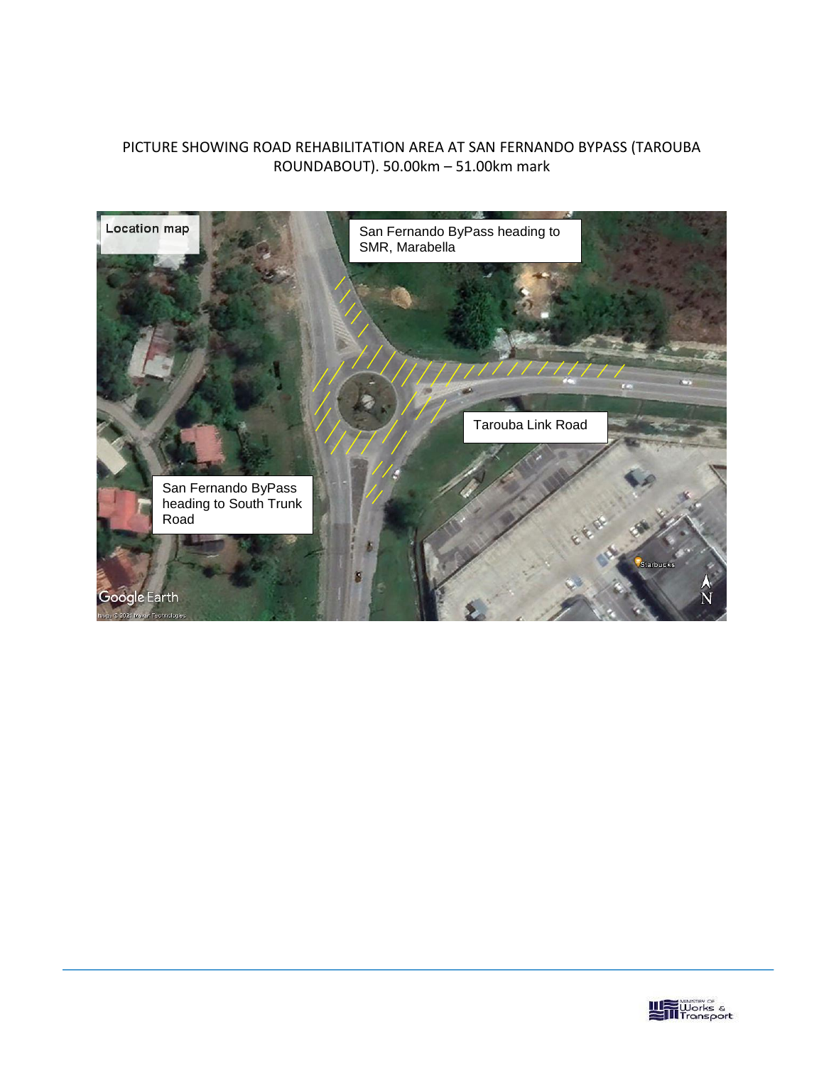PICTURE SHOWING ROAD REHABILITATION AREA AT SAN FERNANDO BYPASS (TAROUBA ROUNDABOUT). 50.00km – 51.00km mark

Location map

San Fernando ByPass heading to SMR, Marabella

Tarouba Link Road

San Fernando ByPass heading to South Trunk Road

Starbucks

Google Earth

N